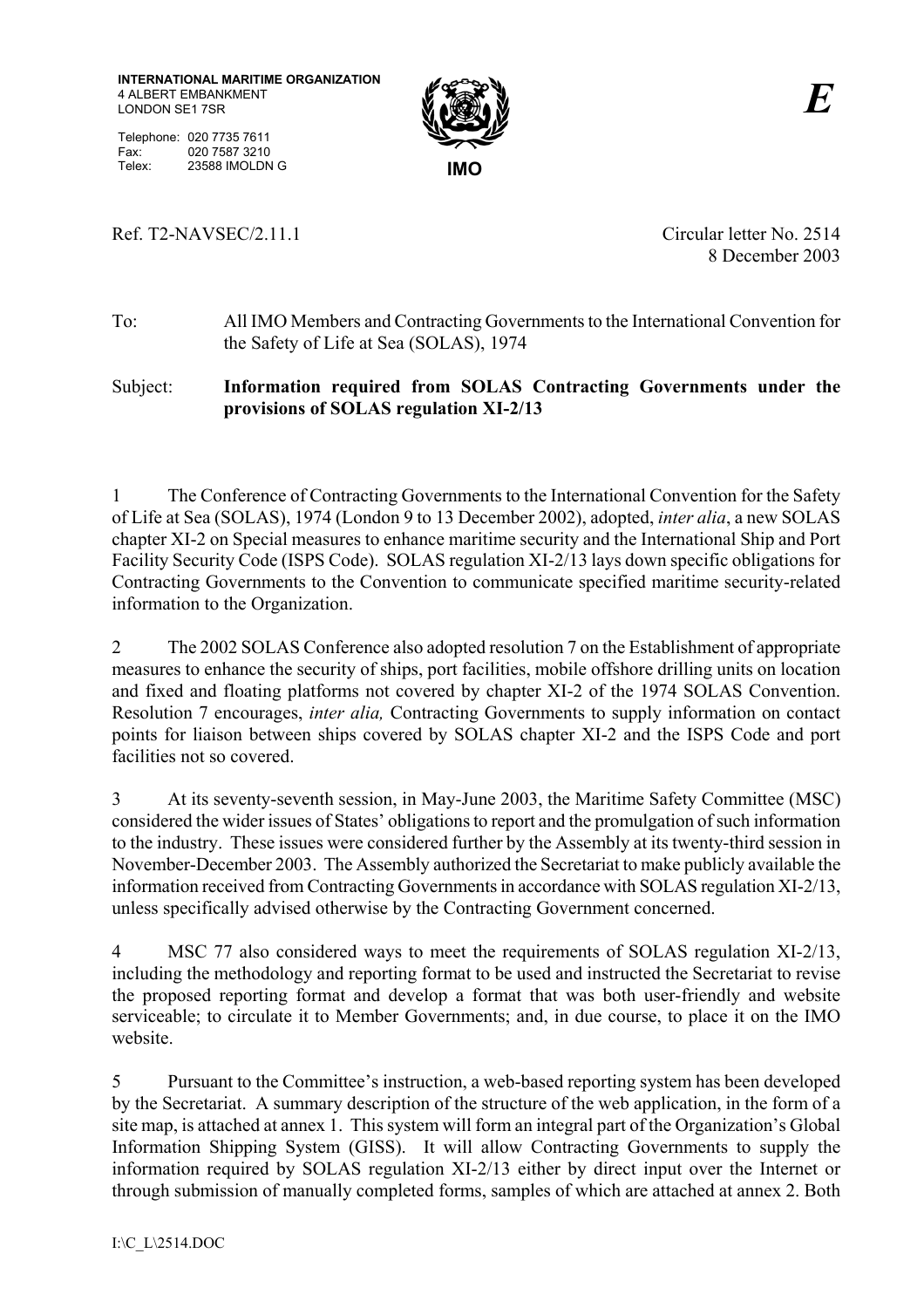**INTERNATIONAL MARITIME ORGANIZATION**
4 ALBERT EMBANKMENT
LONDON SE1 7SR

Telephone: 020 7735 7611
Fax: 020 7587 3210
Telex: 23588 IMOLDN G

IMO

*E*

Ref. T2-NAVSEC/2.11.1

Circular letter No. 2514
8 December 2003

To: All IMO Members and Contracting Governments to the International Convention for the Safety of Life at Sea (SOLAS), 1974

Subject: **Information required from SOLAS Contracting Governments under the provisions of SOLAS regulation XI-2/13**

1 The Conference of Contracting Governments to the International Convention for the Safety of Life at Sea (SOLAS), 1974 (London 9 to 13 December 2002), adopted, *inter alia*, a new SOLAS chapter XI-2 on Special measures to enhance maritime security and the International Ship and Port Facility Security Code (ISPS Code). SOLAS regulation XI-2/13 lays down specific obligations for Contracting Governments to the Convention to communicate specified maritime security-related information to the Organization.

2 The 2002 SOLAS Conference also adopted resolution 7 on the Establishment of appropriate measures to enhance the security of ships, port facilities, mobile offshore drilling units on location and fixed and floating platforms not covered by chapter XI-2 of the 1974 SOLAS Convention. Resolution 7 encourages, *inter alia,* Contracting Governments to supply information on contact points for liaison between ships covered by SOLAS chapter XI-2 and the ISPS Code and port facilities not so covered.

3 At its seventy-seventh session, in May-June 2003, the Maritime Safety Committee (MSC) considered the wider issues of States' obligations to report and the promulgation of such information to the industry. These issues were considered further by the Assembly at its twenty-third session in November-December 2003. The Assembly authorized the Secretariat to make publicly available the information received from Contracting Governments in accordance with SOLAS regulation XI-2/13, unless specifically advised otherwise by the Contracting Government concerned.

4 MSC 77 also considered ways to meet the requirements of SOLAS regulation XI-2/13, including the methodology and reporting format to be used and instructed the Secretariat to revise the proposed reporting format and develop a format that was both user-friendly and website serviceable; to circulate it to Member Governments; and, in due course, to place it on the IMO website.

5 Pursuant to the Committee's instruction, a web-based reporting system has been developed by the Secretariat. A summary description of the structure of the web application, in the form of a site map, is attached at annex 1. This system will form an integral part of the Organization's Global Information Shipping System (GISS). It will allow Contracting Governments to supply the information required by SOLAS regulation XI-2/13 either by direct input over the Internet or through submission of manually completed forms, samples of which are attached at annex 2. Both

I:\C_L\2514.DOC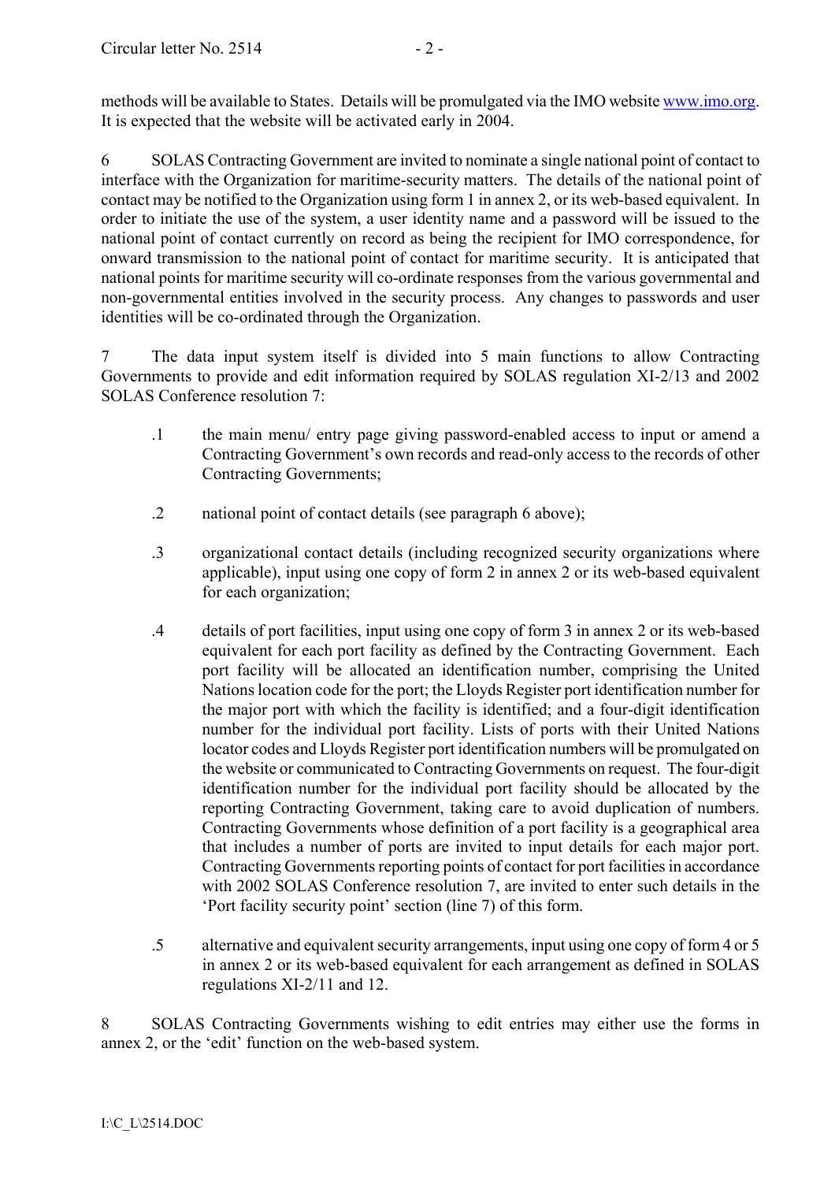methods will be available to States. Details will be promulgated via the IMO website www.imo.org. It is expected that the website will be activated early in 2004.

6 SOLAS Contracting Government are invited to nominate a single national point of contact to interface with the Organization for maritime-security matters. The details of the national point of contact may be notified to the Organization using form 1 in annex 2, or its web-based equivalent. In order to initiate the use of the system, a user identity name and a password will be issued to the national point of contact currently on record as being the recipient for IMO correspondence, for onward transmission to the national point of contact for maritime security. It is anticipated that national points for maritime security will co-ordinate responses from the various governmental and non-governmental entities involved in the security process. Any changes to passwords and user identities will be co-ordinated through the Organization.

7 The data input system itself is divided into 5 main functions to allow Contracting Governments to provide and edit information required by SOLAS regulation XI-2/13 and 2002 SOLAS Conference resolution 7:

.1 the main menu/ entry page giving password-enabled access to input or amend a Contracting Government's own records and read-only access to the records of other Contracting Governments;

.2 national point of contact details (see paragraph 6 above);

.3 organizational contact details (including recognized security organizations where applicable), input using one copy of form 2 in annex 2 or its web-based equivalent for each organization;

.4 details of port facilities, input using one copy of form 3 in annex 2 or its web-based equivalent for each port facility as defined by the Contracting Government. Each port facility will be allocated an identification number, comprising the United Nations location code for the port; the Lloyds Register port identification number for the major port with which the facility is identified; and a four-digit identification number for the individual port facility. Lists of ports with their United Nations locator codes and Lloyds Register port identification numbers will be promulgated on the website or communicated to Contracting Governments on request. The four-digit identification number for the individual port facility should be allocated by the reporting Contracting Government, taking care to avoid duplication of numbers. Contracting Governments whose definition of a port facility is a geographical area that includes a number of ports are invited to input details for each major port. Contracting Governments reporting points of contact for port facilities in accordance with 2002 SOLAS Conference resolution 7, are invited to enter such details in the 'Port facility security point' section (line 7) of this form.

.5 alternative and equivalent security arrangements, input using one copy of form 4 or 5 in annex 2 or its web-based equivalent for each arrangement as defined in SOLAS regulations XI-2/11 and 12.

8 SOLAS Contracting Governments wishing to edit entries may either use the forms in annex 2, or the 'edit' function on the web-based system.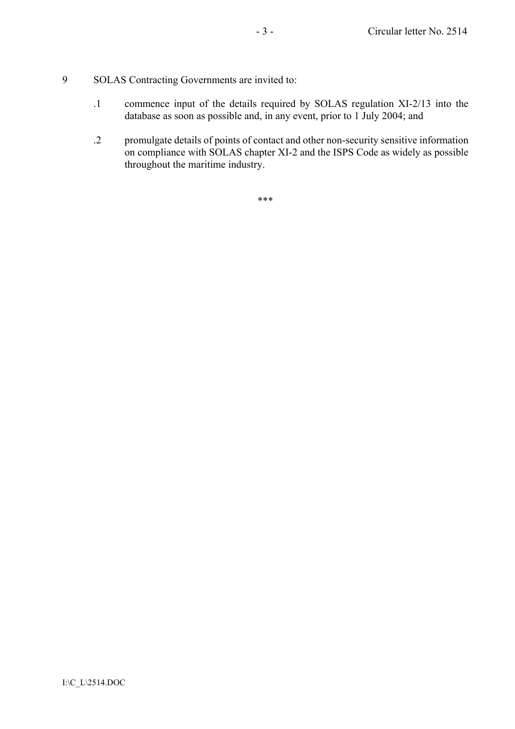9 SOLAS Contracting Governments are invited to:

.1 commence input of the details required by SOLAS regulation XI-2/13 into the database as soon as possible and, in any event, prior to 1 July 2004; and

.2 promulgate details of points of contact and other non-security sensitive information on compliance with SOLAS chapter XI-2 and the ISPS Code as widely as possible throughout the maritime industry.

***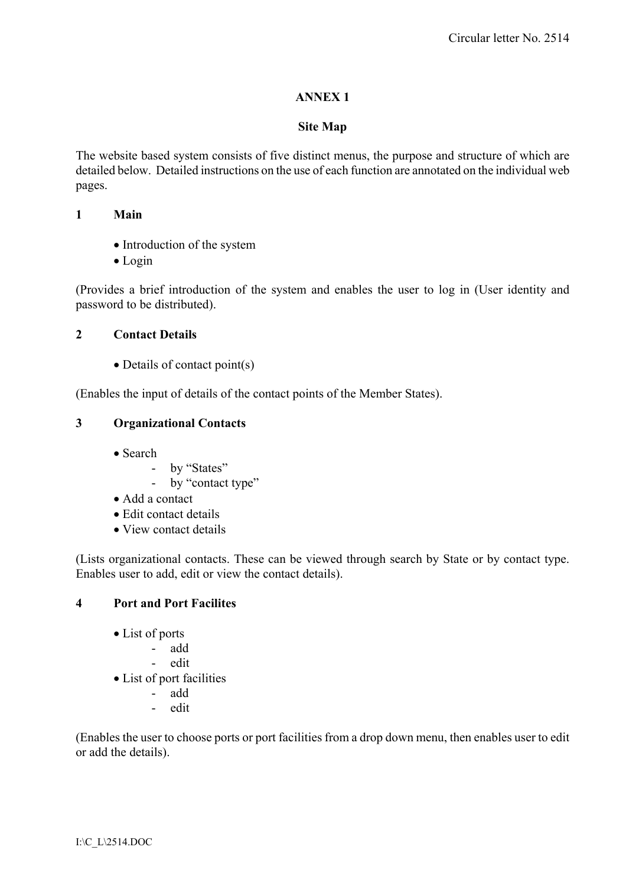## ANNEX 1

### Site Map

The website based system consists of five distinct menus, the purpose and structure of which are detailed below. Detailed instructions on the use of each function are annotated on the individual web pages.

**1 Main**

- Introduction of the system
- Login

(Provides a brief introduction of the system and enables the user to log in (User identity and password to be distributed).

**2 Contact Details**

- Details of contact point(s)

(Enables the input of details of the contact points of the Member States).

**3 Organizational Contacts**

- Search
  - by "States"
  - by "contact type"
- Add a contact
- Edit contact details
- View contact details

(Lists organizational contacts. These can be viewed through search by State or by contact type. Enables user to add, edit or view the contact details).

**4 Port and Port Facilites**

- List of ports
  - add
  - edit
- List of port facilities
  - add
  - edit

(Enables the user to choose ports or port facilities from a drop down menu, then enables user to edit or add the details).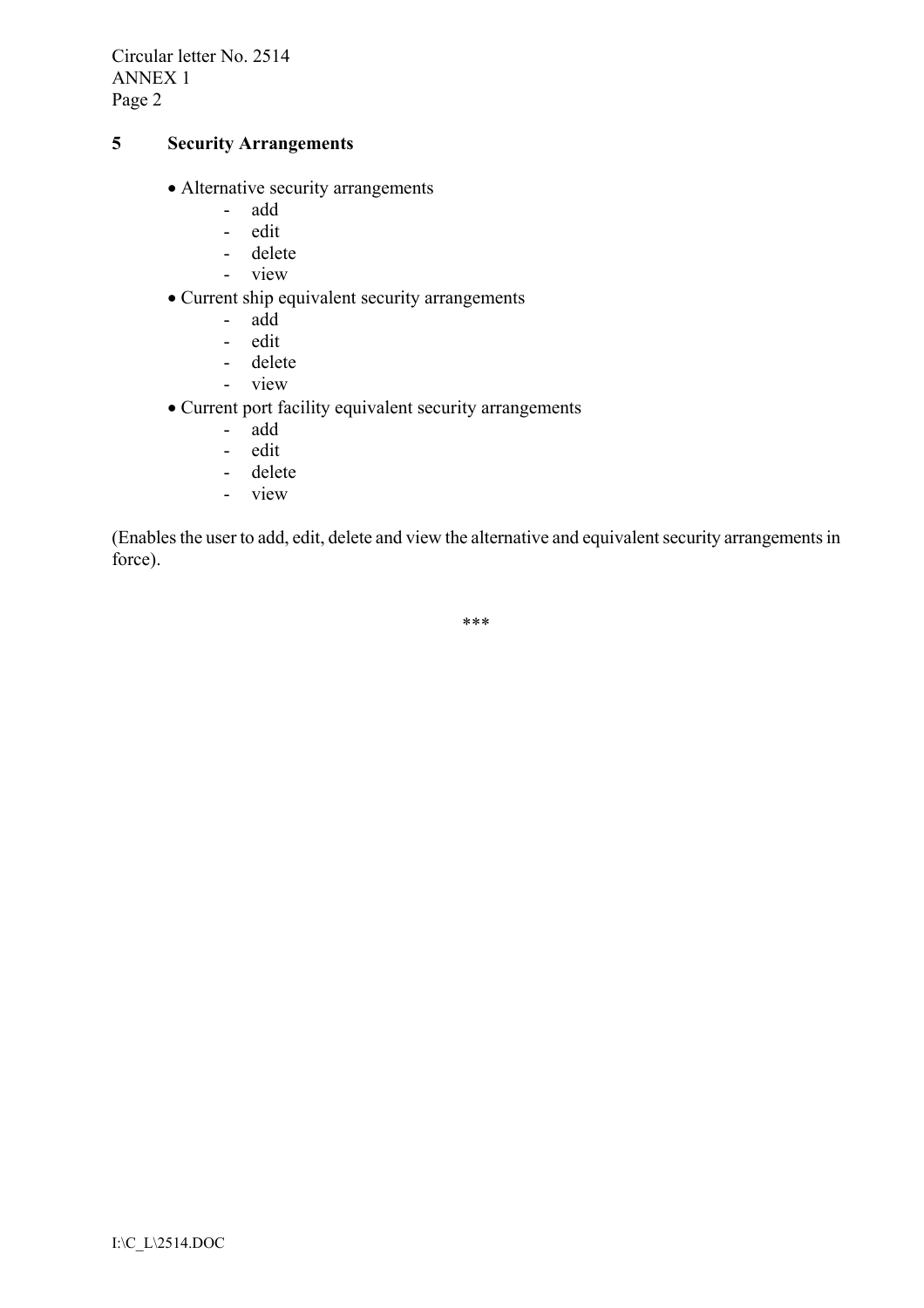## 5 Security Arrangements

- Alternative security arrangements
  - add
  - edit
  - delete
  - view
- Current ship equivalent security arrangements
  - add
  - edit
  - delete
  - view
- Current port facility equivalent security arrangements
  - add
  - edit
  - delete
  - view

(Enables the user to add, edit, delete and view the alternative and equivalent security arrangements in force).

***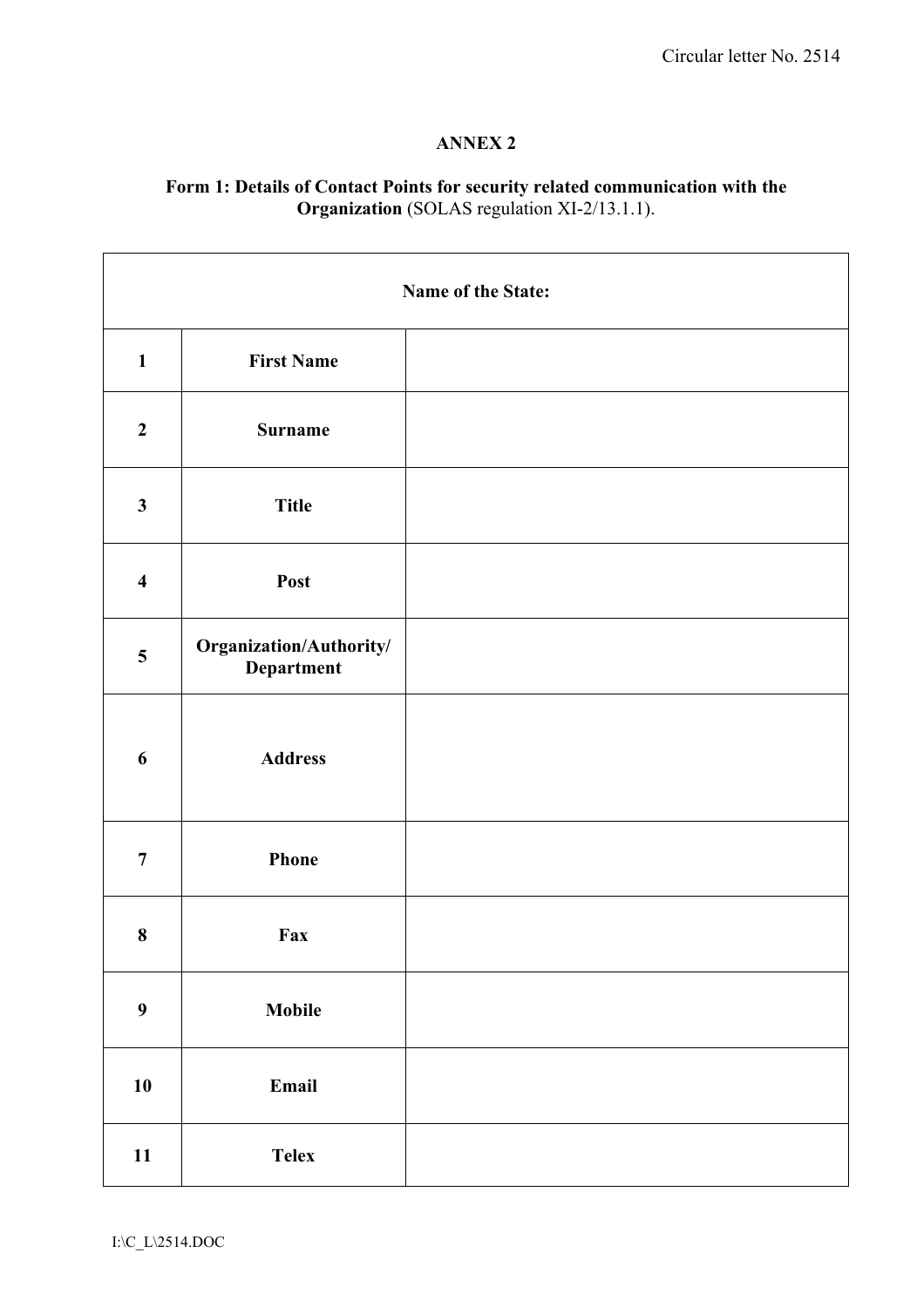## ANNEX 2

**Form 1: Details of Contact Points for security related communication with the Organization** (SOLAS regulation XI-2/13.1.1).

| **Name of the State:** | | |
|---|---|---|
| **1** | **First Name** | |
| **2** | **Surname** | |
| **3** | **Title** | |
| **4** | **Post** | |
| **5** | **Organization/Authority/ Department** | |
| **6** | **Address** | |
| **7** | **Phone** | |
| **8** | **Fax** | |
| **9** | **Mobile** | |
| **10** | **Email** | |
| **11** | **Telex** | |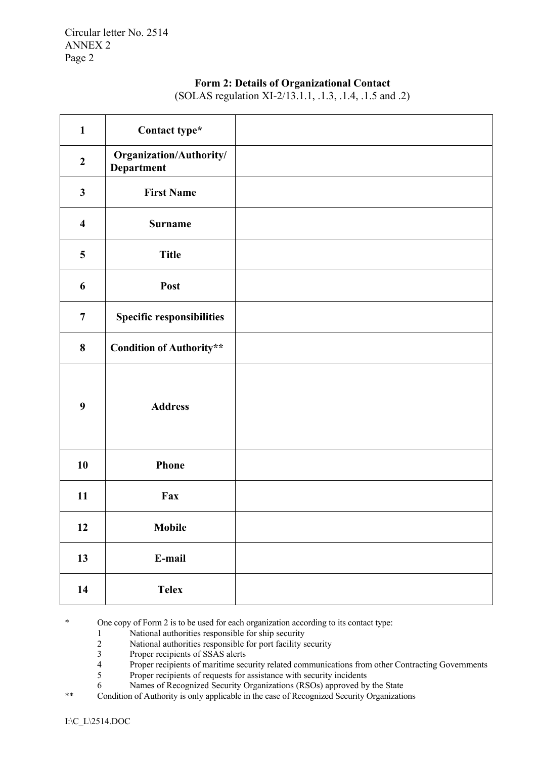### Form 2: Details of Organizational Contact

(SOLAS regulation XI-2/13.1.1, .1.3, .1.4, .1.5 and .2)

| | | |
|---|---|---|
| 1 | **Contact type*** | |
| 2 | **Organization/Authority/ Department** | |
| 3 | **First Name** | |
| 4 | **Surname** | |
| 5 | **Title** | |
| 6 | **Post** | |
| 7 | **Specific responsibilities** | |
| 8 | **Condition of Authority**** | |
| 9 | **Address** | |
| 10 | **Phone** | |
| 11 | **Fax** | |
| 12 | **Mobile** | |
| 13 | **E-mail** | |
| 14 | **Telex** | |

\* One copy of Form 2 is to be used for each organization according to its contact type:

1. National authorities responsible for ship security
2. National authorities responsible for port facility security
3. Proper recipients of SSAS alerts
4. Proper recipients of maritime security related communications from other Contracting Governments
5. Proper recipients of requests for assistance with security incidents
6. Names of Recognized Security Organizations (RSOs) approved by the State

\*\* Condition of Authority is only applicable in the case of Recognized Security Organizations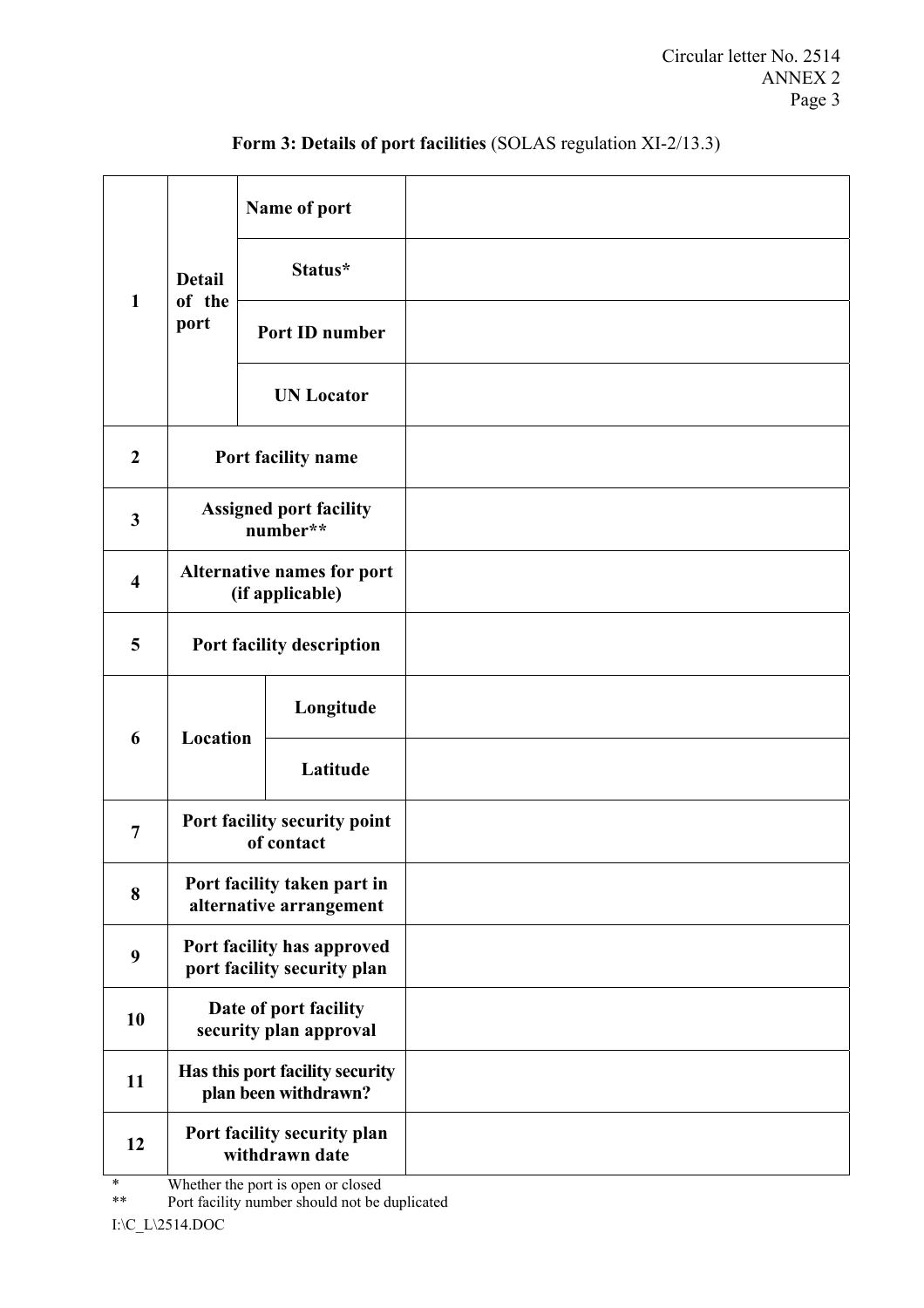**Form 3: Details of port facilities** (SOLAS regulation XI-2/13.3)

| | | | |
|---|---|---|---|
| 1 | Detail of the port | Name of port | |
| | | Status* | |
| | | Port ID number | |
| | | UN Locator | |
| 2 | Port facility name | | |
| 3 | Assigned port facility number** | | |
| 4 | Alternative names for port (if applicable) | | |
| 5 | Port facility description | | |
| 6 | Location | Longitude | |
| | | Latitude | |
| 7 | Port facility security point of contact | | |
| 8 | Port facility taken part in alternative arrangement | | |
| 9 | Port facility has approved port facility security plan | | |
| 10 | Date of port facility security plan approval | | |
| 11 | Has this port facility security plan been withdrawn? | | |
| 12 | Port facility security plan withdrawn date | | |

\* Whether the port is open or closed

\** Port facility number should not be duplicated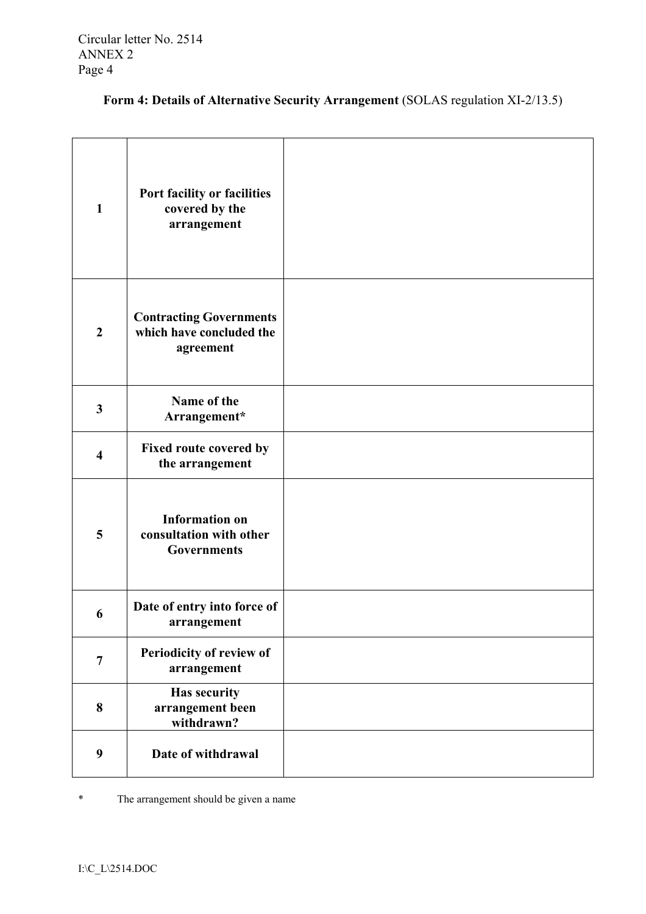**Form 4: Details of Alternative Security Arrangement** (SOLAS regulation XI-2/13.5)

| | | |
|---|---|---|
| **1** | **Port facility or facilities covered by the arrangement** | |
| **2** | **Contracting Governments which have concluded the agreement** | |
| **3** | **Name of the Arrangement*** | |
| **4** | **Fixed route covered by the arrangement** | |
| **5** | **Information on consultation with other Governments** | |
| **6** | **Date of entry into force of arrangement** | |
| **7** | **Periodicity of review of arrangement** | |
| **8** | **Has security arrangement been withdrawn?** | |
| **9** | **Date of withdrawal** | |

\* The arrangement should be given a name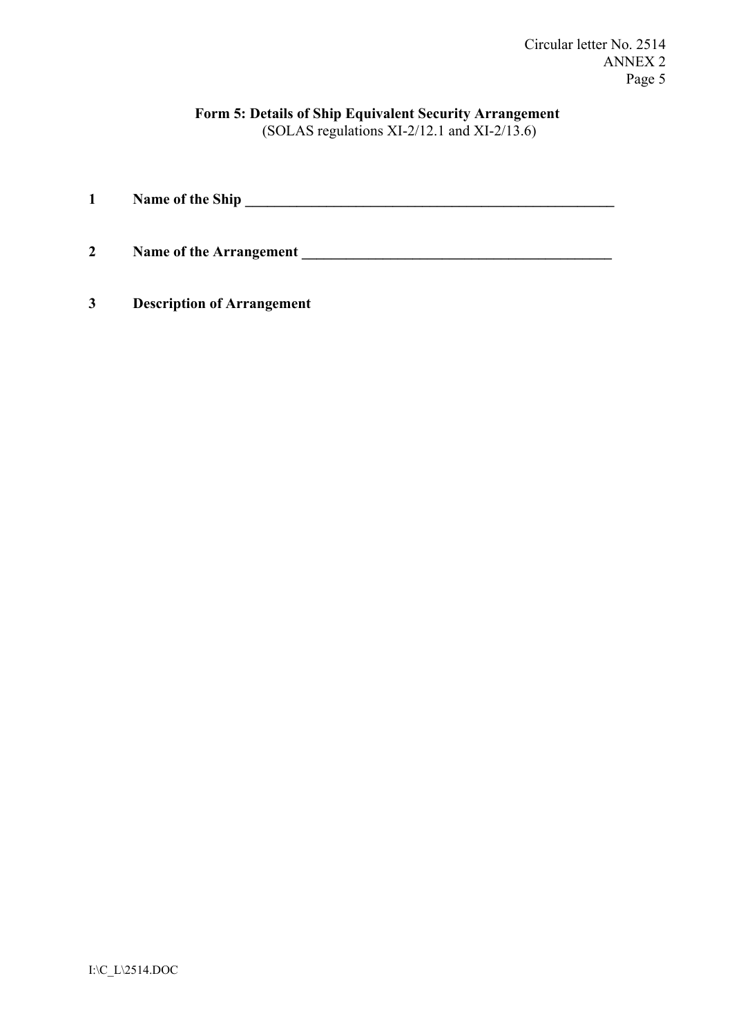**Form 5: Details of Ship Equivalent Security Arrangement**
(SOLAS regulations XI-2/12.1 and XI-2/13.6)

**1 Name of the Ship** ______________________________________________________

**2 Name of the Arrangement** ____________________________________________

**3 Description of Arrangement**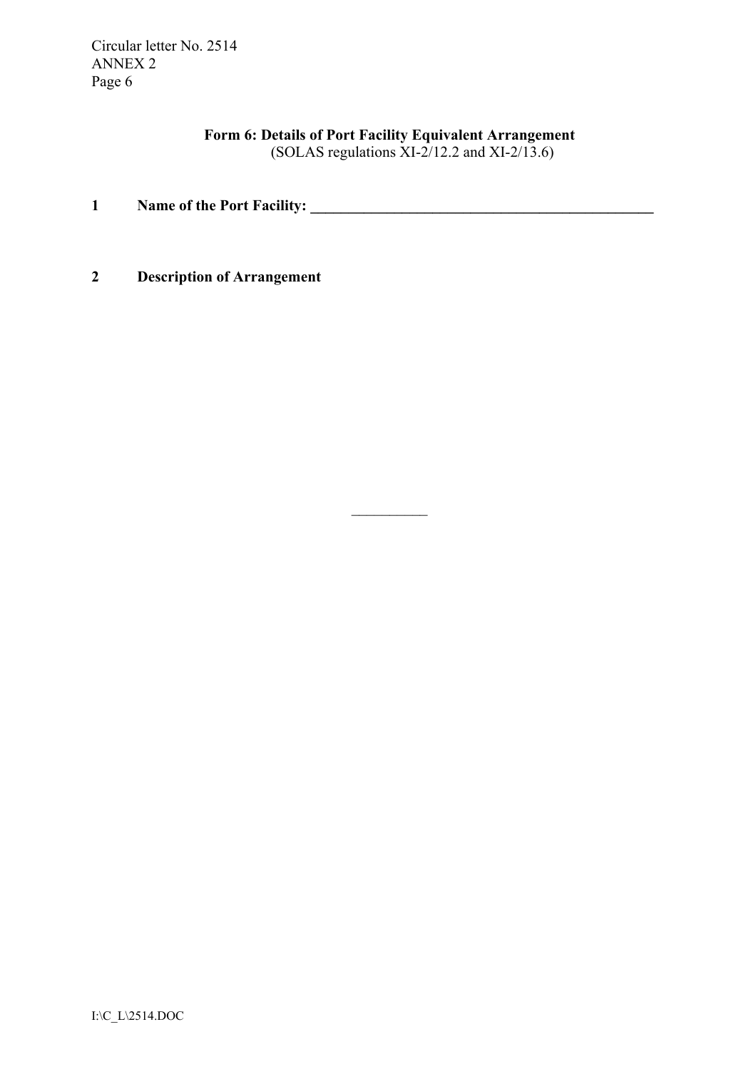**Form 6: Details of Port Facility Equivalent Arrangement**
(SOLAS regulations XI-2/12.2 and XI-2/13.6)

**1 Name of the Port Facility: ________________________________________________**

**2 Description of Arrangement**

___________